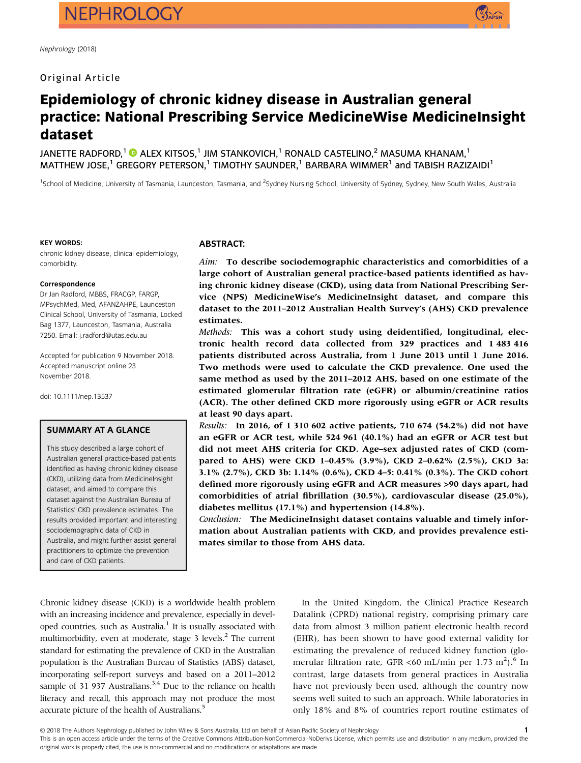Original Article

# Epidemiology of chronic kidney disease in Australian general practice: National Prescribing Service MedicineWise MedicineInsight dataset

JANETTE RADFORD,[1] ALEX KITSOS,[1] JIM STANKOVICH,[1] RONALD CASTELINO,[2] MASUMA KHANAM,[1] MATTHEW JOSE,[1] GREGORY PETERSON,[1] TIMOTHY SAUNDER,[1] BARBARA WIMMER[1] and TABISH RAZIZAIDI[1]

[1]School of Medicine, University of Tasmania, Launceston, Tasmania, and [2]Sydney Nursing School, University of Sydney, Sydney, New South Wales, Australia

**KEY WORDS:**
chronic kidney disease, clinical epidemiology, comorbidity.

**Correspondence**
Dr Jan Radford, MBBS, FRACGP, FARGP, MPsychMed, Med, AFANZAHPE, Launceston Clinical School, University of Tasmania, Locked Bag 1377, Launceston, Tasmania, Australia 7250. Email: j.radford@utas.edu.au

Accepted for publication 9 November 2018.
Accepted manuscript online 23 November 2018.

doi: 10.1111/nep.13537

## SUMMARY AT A GLANCE

This study described a large cohort of Australian general practice-based patients identified as having chronic kidney disease (CKD), utilizing data from MedicineInsight dataset, and aimed to compare this dataset against the Australian Bureau of Statistics' CKD prevalence estimates. The results provided important and interesting sociodemographic data of CKD in Australia, and might further assist general practitioners to optimize the prevention and care of CKD patients.

## ABSTRACT:

*Aim:* **To describe sociodemographic characteristics and comorbidities of a large cohort of Australian general practice-based patients identified as having chronic kidney disease (CKD), using data from National Prescribing Service (NPS) MedicineWise's MedicineInsight dataset, and compare this dataset to the 2011–2012 Australian Health Survey's (AHS) CKD prevalence estimates.**

*Methods:* **This was a cohort study using deidentified, longitudinal, electronic health record data collected from 329 practices and 1 483 416 patients distributed across Australia, from 1 June 2013 until 1 June 2016. Two methods were used to calculate the CKD prevalence. One used the same method as used by the 2011–2012 AHS, based on one estimate of the estimated glomerular filtration rate (eGFR) or albumin/creatinine ratios (ACR). The other defined CKD more rigorously using eGFR or ACR results at least 90 days apart.**

*Results:* **In 2016, of 1 310 602 active patients, 710 674 (54.2%) did not have an eGFR or ACR test, while 524 961 (40.1%) had an eGFR or ACR test but did not meet AHS criteria for CKD. Age–sex adjusted rates of CKD (compared to AHS) were CKD 1–0.45% (3.9%), CKD 2–0.62% (2.5%), CKD 3a: 3.1% (2.7%), CKD 3b: 1.14% (0.6%), CKD 4–5: 0.41% (0.3%). The CKD cohort defined more rigorously using eGFR and ACR measures >90 days apart, had comorbidities of atrial fibrillation (30.5%), cardiovascular disease (25.0%), diabetes mellitus (17.1%) and hypertension (14.8%).**

*Conclusion:* **The MedicineInsight dataset contains valuable and timely information about Australian patients with CKD, and provides prevalence estimates similar to those from AHS data.**

Chronic kidney disease (CKD) is a worldwide health problem with an increasing incidence and prevalence, especially in developed countries, such as Australia.[1] It is usually associated with multimorbidity, even at moderate, stage 3 levels.[2] The current standard for estimating the prevalence of CKD in the Australian population is the Australian Bureau of Statistics (ABS) dataset, incorporating self-report surveys and based on a 2011–2012 sample of 31 937 Australians.[3,4] Due to the reliance on health literacy and recall, this approach may not produce the most accurate picture of the health of Australians.[5]

In the United Kingdom, the Clinical Practice Research Datalink (CPRD) national registry, comprising primary care data from almost 3 million patient electronic health record (EHR), has been shown to have good external validity for estimating the prevalence of reduced kidney function (glomerular filtration rate, GFR <60 mL/min per 1.73 $m^2$).[6] In contrast, large datasets from general practices in Australia have not previously been used, although the country now seems well suited to such an approach. While laboratories in only 18% and 8% of countries report routine estimates of

© 2018 The Authors Nephrology published by John Wiley & Sons Australia, Ltd on behalf of Asian Pacific Society of Nephrology
This is an open access article under the terms of the Creative Commons Attribution-NonCommercial-NoDerivs License, which permits use and distribution in any medium, provided the original work is properly cited, the use is non-commercial and no modifications or adaptations are made.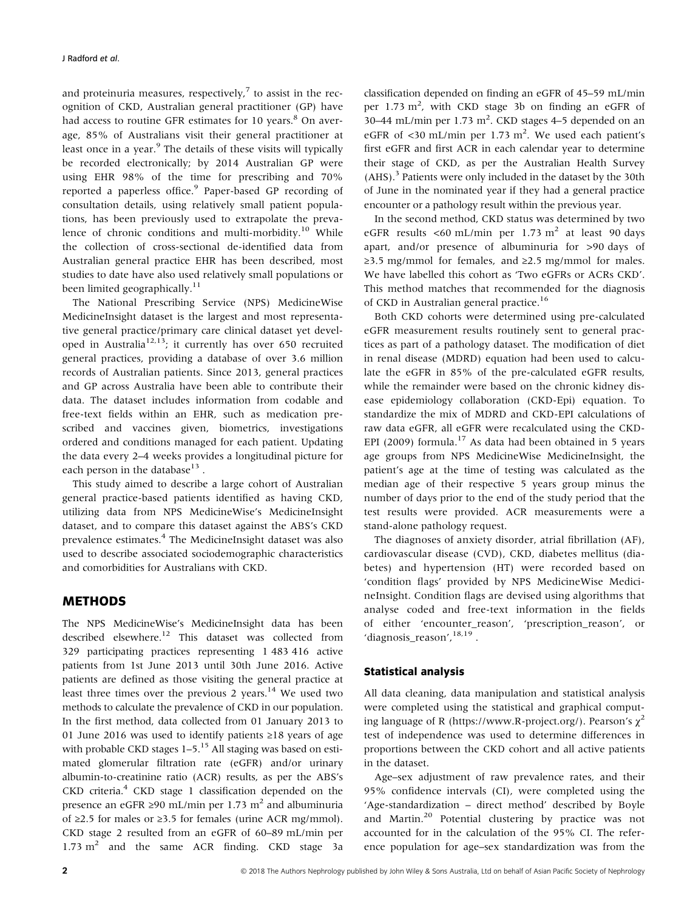and proteinuria measures, respectively,[7] to assist in the recognition of CKD, Australian general practitioner (GP) have had access to routine GFR estimates for 10 years.[8] On average, 85% of Australians visit their general practitioner at least once in a year.[9] The details of these visits will typically be recorded electronically; by 2014 Australian GP were using EHR 98% of the time for prescribing and 70% reported a paperless office.[9] Paper-based GP recording of consultation details, using relatively small patient populations, has been previously used to extrapolate the prevalence of chronic conditions and multi-morbidity.[10] While the collection of cross-sectional de-identified data from Australian general practice EHR has been described, most studies to date have also used relatively small populations or been limited geographically.[11]

The National Prescribing Service (NPS) MedicineWise MedicineInsight dataset is the largest and most representative general practice/primary care clinical dataset yet developed in Australia[12,13]; it currently has over 650 recruited general practices, providing a database of over 3.6 million records of Australian patients. Since 2013, general practices and GP across Australia have been able to contribute their data. The dataset includes information from codable and free-text fields within an EHR, such as medication prescribed and vaccines given, biometrics, investigations ordered and conditions managed for each patient. Updating the data every 2–4 weeks provides a longitudinal picture for each person in the database[13] .

This study aimed to describe a large cohort of Australian general practice-based patients identified as having CKD, utilizing data from NPS MedicineWise's MedicineInsight dataset, and to compare this dataset against the ABS's CKD prevalence estimates.[4] The MedicineInsight dataset was also used to describe associated sociodemographic characteristics and comorbidities for Australians with CKD.

## METHODS

The NPS MedicineWise's MedicineInsight data has been described elsewhere.[12] This dataset was collected from 329 participating practices representing 1 483 416 active patients from 1st June 2013 until 30th June 2016. Active patients are defined as those visiting the general practice at least three times over the previous 2 years.[14] We used two methods to calculate the prevalence of CKD in our population. In the first method, data collected from 01 January 2013 to 01 June 2016 was used to identify patients ≥18 years of age with probable CKD stages 1–5.[15] All staging was based on estimated glomerular filtration rate (eGFR) and/or urinary albumin-to-creatinine ratio (ACR) results, as per the ABS's CKD criteria.[4] CKD stage 1 classification depended on the presence an eGFR ≥90 mL/min per 1.73 $m^2$ and albuminuria of ≥2.5 for males or ≥3.5 for females (urine ACR mg/mmol). CKD stage 2 resulted from an eGFR of 60–89 mL/min per 1.73 $m^2$ and the same ACR finding. CKD stage 3a classification depended on finding an eGFR of 45–59 mL/min per 1.73 $m^2$, with CKD stage 3b on finding an eGFR of 30–44 mL/min per 1.73 $m^2$. CKD stages 4–5 depended on an eGFR of <30 mL/min per 1.73 $m^2$. We used each patient's first eGFR and first ACR in each calendar year to determine their stage of CKD, as per the Australian Health Survey (AHS).[3] Patients were only included in the dataset by the 30th of June in the nominated year if they had a general practice encounter or a pathology result within the previous year.

In the second method, CKD status was determined by two eGFR results <60 mL/min per 1.73 $m^2$ at least 90 days apart, and/or presence of albuminuria for >90 days of ≥3.5 mg/mmol for females, and ≥2.5 mg/mmol for males. We have labelled this cohort as 'Two eGFRs or ACRs CKD'. This method matches that recommended for the diagnosis of CKD in Australian general practice.[16]

Both CKD cohorts were determined using pre-calculated eGFR measurement results routinely sent to general practices as part of a pathology dataset. The modification of diet in renal disease (MDRD) equation had been used to calculate the eGFR in 85% of the pre-calculated eGFR results, while the remainder were based on the chronic kidney disease epidemiology collaboration (CKD-Epi) equation. To standardize the mix of MDRD and CKD-EPI calculations of raw data eGFR, all eGFR were recalculated using the CKD-EPI (2009) formula.[17] As data had been obtained in 5 years age groups from NPS MedicineWise MedicineInsight, the patient's age at the time of testing was calculated as the median age of their respective 5 years group minus the number of days prior to the end of the study period that the test results were provided. ACR measurements were a stand-alone pathology request.

The diagnoses of anxiety disorder, atrial fibrillation (AF), cardiovascular disease (CVD), CKD, diabetes mellitus (diabetes) and hypertension (HT) were recorded based on 'condition flags' provided by NPS MedicineWise MedicineInsight. Condition flags are devised using algorithms that analyse coded and free-text information in the fields of either 'encounter_reason', 'prescription_reason', or 'diagnosis_reason',[18,19] .

### Statistical analysis

All data cleaning, data manipulation and statistical analysis were completed using the statistical and graphical computing language of R (https://www.R-project.org/). Pearson's $\chi^2$ test of independence was used to determine differences in proportions between the CKD cohort and all active patients in the dataset.

Age–sex adjustment of raw prevalence rates, and their 95% confidence intervals (CI), were completed using the 'Age-standardization – direct method' described by Boyle and Martin.[20] Potential clustering by practice was not accounted for in the calculation of the 95% CI. The reference population for age–sex standardization was from the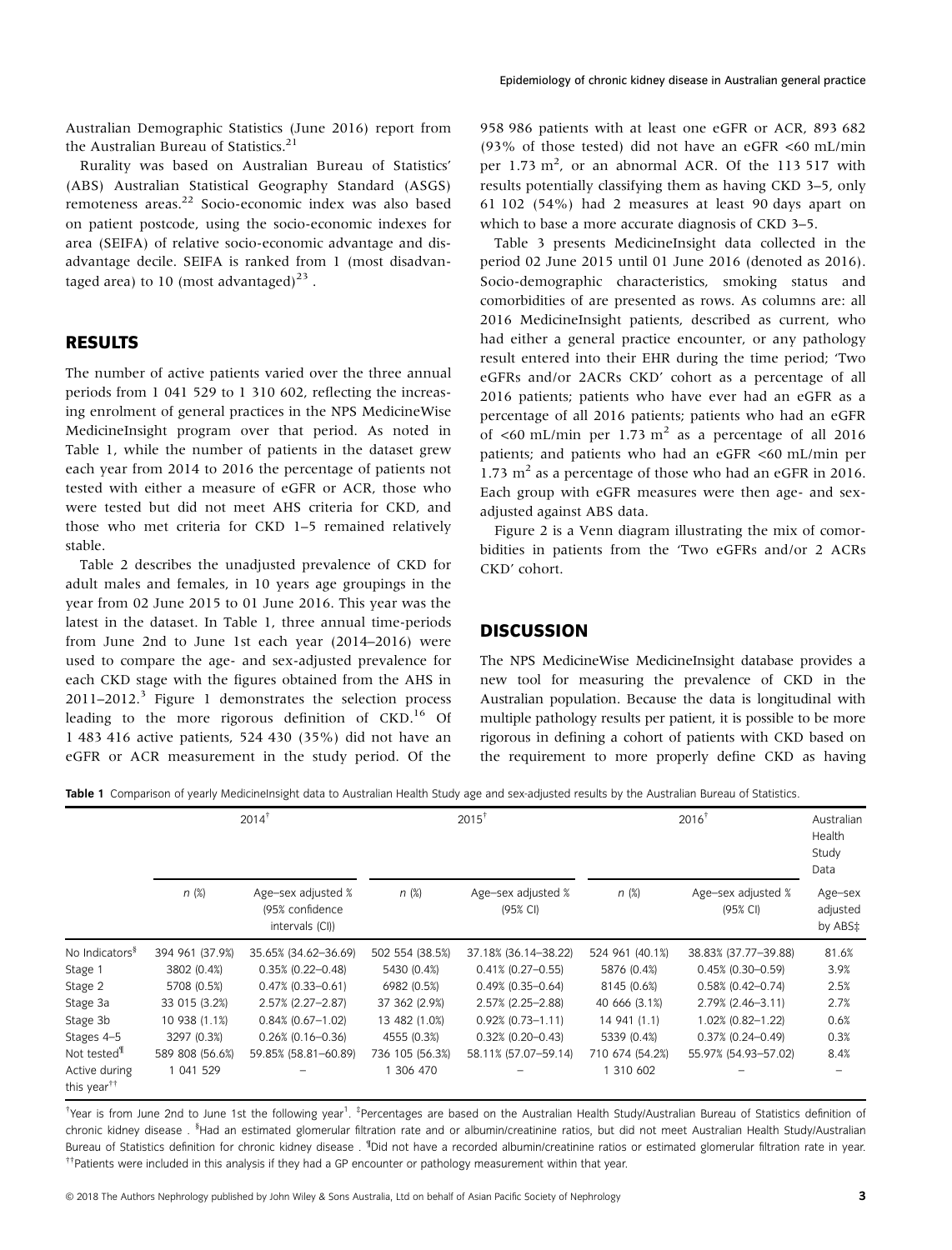Australian Demographic Statistics (June 2016) report from the Australian Bureau of Statistics.[21]

Rurality was based on Australian Bureau of Statistics' (ABS) Australian Statistical Geography Standard (ASGS) remoteness areas.[22] Socio-economic index was also based on patient postcode, using the socio-economic indexes for area (SEIFA) of relative socio-economic advantage and disadvantage decile. SEIFA is ranked from 1 (most disadvantaged area) to 10 (most advantaged)[23] .

## RESULTS

The number of active patients varied over the three annual periods from 1 041 529 to 1 310 602, reflecting the increasing enrolment of general practices in the NPS MedicineWise MedicineInsight program over that period. As noted in Table 1, while the number of patients in the dataset grew each year from 2014 to 2016 the percentage of patients not tested with either a measure of eGFR or ACR, those who were tested but did not meet AHS criteria for CKD, and those who met criteria for CKD 1–5 remained relatively stable.

Table 2 describes the unadjusted prevalence of CKD for adult males and females, in 10 years age groupings in the year from 02 June 2015 to 01 June 2016. This year was the latest in the dataset. In Table 1, three annual time-periods from June 2nd to June 1st each year (2014–2016) were used to compare the age- and sex-adjusted prevalence for each CKD stage with the figures obtained from the AHS in 2011–2012.[3] Figure 1 demonstrates the selection process leading to the more rigorous definition of CKD.[16] Of 1 483 416 active patients, 524 430 (35%) did not have an eGFR or ACR measurement in the study period. Of the 958 986 patients with at least one eGFR or ACR, 893 682 (93% of those tested) did not have an eGFR <60 mL/min per 1.73 $m^2$, or an abnormal ACR. Of the 113 517 with results potentially classifying them as having CKD 3–5, only 61 102 (54%) had 2 measures at least 90 days apart on which to base a more accurate diagnosis of CKD 3–5.

Table 3 presents MedicineInsight data collected in the period 02 June 2015 until 01 June 2016 (denoted as 2016). Socio-demographic characteristics, smoking status and comorbidities of are presented as rows. As columns are: all 2016 MedicineInsight patients, described as current, who had either a general practice encounter, or any pathology result entered into their EHR during the time period; 'Two eGFRs and/or 2ACRs CKD' cohort as a percentage of all 2016 patients; patients who have ever had an eGFR as a percentage of all 2016 patients; patients who had an eGFR of <60 mL/min per 1.73 $m^2$ as a percentage of all 2016 patients; and patients who had an eGFR <60 mL/min per 1.73 $m^2$ as a percentage of those who had an eGFR in 2016. Each group with eGFR measures were then age- and sex-adjusted against ABS data.

Figure 2 is a Venn diagram illustrating the mix of comorbidities in patients from the 'Two eGFRs and/or 2 ACRs CKD' cohort.

## DISCUSSION

The NPS MedicineWise MedicineInsight database provides a new tool for measuring the prevalence of CKD in the Australian population. Because the data is longitudinal with multiple pathology results per patient, it is possible to be more rigorous in defining a cohort of patients with CKD based on the requirement to more properly define CKD as having

**Table 1** Comparison of yearly MedicineInsight data to Australian Health Study age and sex-adjusted results by the Australian Bureau of Statistics.

| | 2014† | | 2015† | | 2016† | | Australian Health Study Data |
|---|---|---|---|---|---|---|---|
| | n (%) | Age–sex adjusted % (95% confidence intervals (CI)) | n (%) | Age–sex adjusted % (95% CI) | n (%) | Age–sex adjusted % (95% CI) | Age–sex adjusted by ABS‡ |
| No Indicators§ | 394 961 (37.9%) | 35.65% (34.62–36.69) | 502 554 (38.5%) | 37.18% (36.14–38.22) | 524 961 (40.1%) | 38.83% (37.77–39.88) | 81.6% |
| Stage 1 | 3802 (0.4%) | 0.35% (0.22–0.48) | 5430 (0.4%) | 0.41% (0.27–0.55) | 5876 (0.4%) | 0.45% (0.30–0.59) | 3.9% |
| Stage 2 | 5708 (0.5%) | 0.47% (0.33–0.61) | 6982 (0.5%) | 0.49% (0.35–0.64) | 8145 (0.6%) | 0.58% (0.42–0.74) | 2.5% |
| Stage 3a | 33 015 (3.2%) | 2.57% (2.27–2.87) | 37 362 (2.9%) | 2.57% (2.25–2.88) | 40 666 (3.1%) | 2.79% (2.46–3.11) | 2.7% |
| Stage 3b | 10 938 (1.1%) | 0.84% (0.67–1.02) | 13 482 (1.0%) | 0.92% (0.73–1.11) | 14 941 (1.1) | 1.02% (0.82–1.22) | 0.6% |
| Stages 4–5 | 3297 (0.3%) | 0.26% (0.16–0.36) | 4555 (0.3%) | 0.32% (0.20–0.43) | 5339 (0.4%) | 0.37% (0.24–0.49) | 0.3% |
| Not tested¶ | 589 808 (56.6%) | 59.85% (58.81–60.89) | 736 105 (56.3%) | 58.11% (57.07–59.14) | 710 674 (54.2%) | 55.97% (54.93–57.02) | 8.4% |
| Active during this year†† | 1 041 529 | – | 1 306 470 | – | 1 310 602 | – | – |

†Year is from June 2nd to June 1st the following year[1]. ‡Percentages are based on the Australian Health Study/Australian Bureau of Statistics definition of chronic kidney disease . §Had an estimated glomerular filtration rate and or albumin/creatinine ratios, but did not meet Australian Health Study/Australian Bureau of Statistics definition for chronic kidney disease . ¶Did not have a recorded albumin/creatinine ratios or estimated glomerular filtration rate in year. ††Patients were included in this analysis if they had a GP encounter or pathology measurement within that year.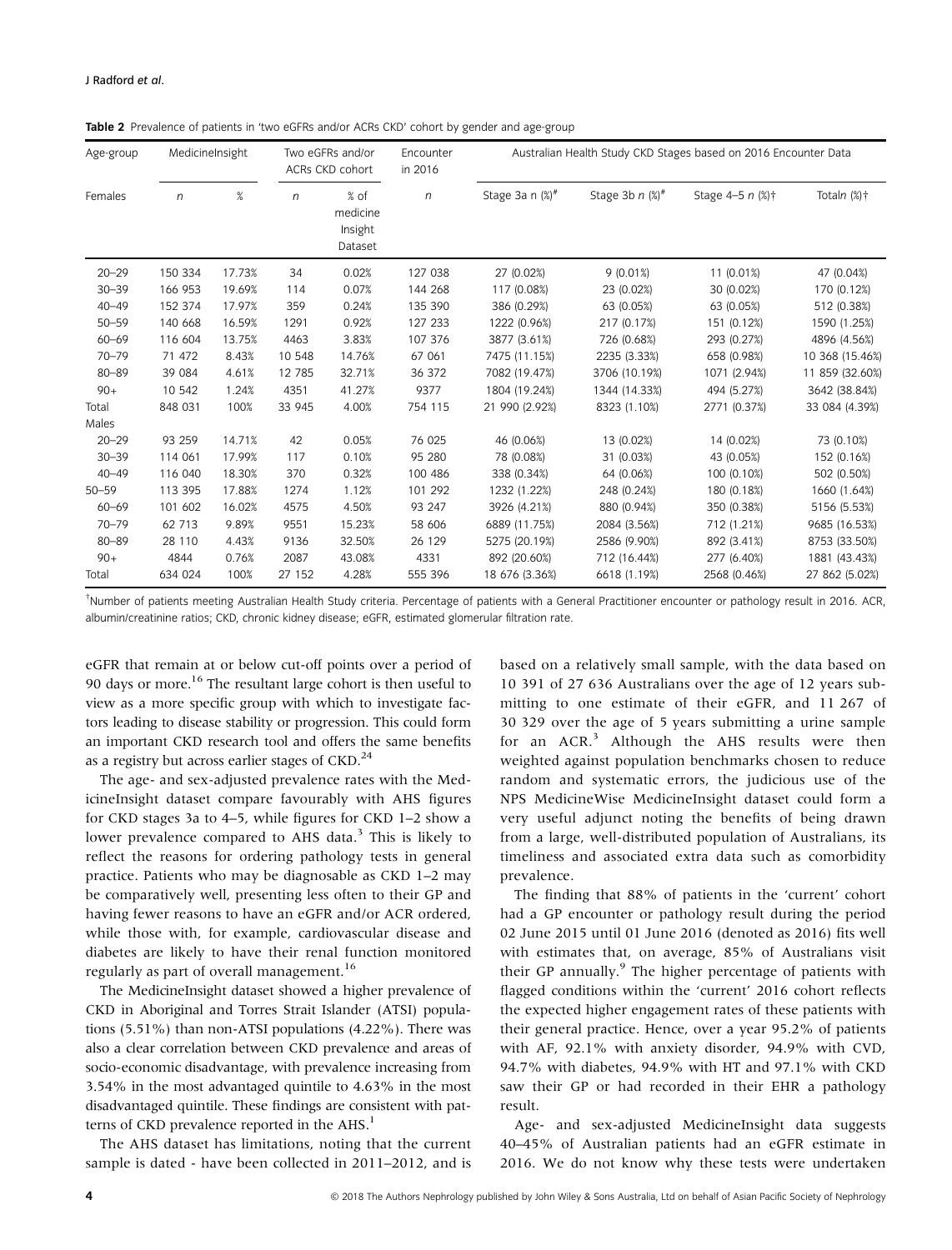**Table 2** Prevalence of patients in 'two eGFRs and/or ACRs CKD' cohort by gender and age-group

| Age-group | MedicineInsight | | Two eGFRs and/or ACRs CKD cohort | | Encounter in 2016 | Australian Health Study CKD Stages based on 2016 Encounter Data | | | |
|---|---|---|---|---|---|---|---|---|---|
| Females | n | % | n | % of medicine Insight Dataset | n | Stage 3a n (%)[#] | Stage 3b n (%)[#] | Stage 4–5 n (%)† | Totaln (%)† |
| 20–29 | 150 334 | 17.73% | 34 | 0.02% | 127 038 | 27 (0.02%) | 9 (0.01%) | 11 (0.01%) | 47 (0.04%) |
| 30–39 | 166 953 | 19.69% | 114 | 0.07% | 144 268 | 117 (0.08%) | 23 (0.02%) | 30 (0.02%) | 170 (0.12%) |
| 40–49 | 152 374 | 17.97% | 359 | 0.24% | 135 390 | 386 (0.29%) | 63 (0.05%) | 63 (0.05%) | 512 (0.38%) |
| 50–59 | 140 668 | 16.59% | 1291 | 0.92% | 127 233 | 1222 (0.96%) | 217 (0.17%) | 151 (0.12%) | 1590 (1.25%) |
| 60–69 | 116 604 | 13.75% | 4463 | 3.83% | 107 376 | 3877 (3.61%) | 726 (0.68%) | 293 (0.27%) | 4896 (4.56%) |
| 70–79 | 71 472 | 8.43% | 10 548 | 14.76% | 67 061 | 7475 (11.15%) | 2235 (3.33%) | 658 (0.98%) | 10 368 (15.46%) |
| 80–89 | 39 084 | 4.61% | 12 785 | 32.71% | 36 372 | 7082 (19.47%) | 3706 (10.19%) | 1071 (2.94%) | 11 859 (32.60%) |
| 90+ | 10 542 | 1.24% | 4351 | 41.27% | 9377 | 1804 (19.24%) | 1344 (14.33%) | 494 (5.27%) | 3642 (38.84%) |
| Total | 848 031 | 100% | 33 945 | 4.00% | 754 115 | 21 990 (2.92%) | 8323 (1.10%) | 2771 (0.37%) | 33 084 (4.39%) |
| Males | | | | | | | | | |
| 20–29 | 93 259 | 14.71% | 42 | 0.05% | 76 025 | 46 (0.06%) | 13 (0.02%) | 14 (0.02%) | 73 (0.10%) |
| 30–39 | 114 061 | 17.99% | 117 | 0.10% | 95 280 | 78 (0.08%) | 31 (0.03%) | 43 (0.05%) | 152 (0.16%) |
| 40–49 | 116 040 | 18.30% | 370 | 0.32% | 100 486 | 338 (0.34%) | 64 (0.06%) | 100 (0.10%) | 502 (0.50%) |
| 50–59 | 113 395 | 17.88% | 1274 | 1.12% | 101 292 | 1232 (1.22%) | 248 (0.24%) | 180 (0.18%) | 1660 (1.64%) |
| 60–69 | 101 602 | 16.02% | 4575 | 4.50% | 93 247 | 3926 (4.21%) | 880 (0.94%) | 350 (0.38%) | 5156 (5.53%) |
| 70–79 | 62 713 | 9.89% | 9551 | 15.23% | 58 606 | 6889 (11.75%) | 2084 (3.56%) | 712 (1.21%) | 9685 (16.53%) |
| 80–89 | 28 110 | 4.43% | 9136 | 32.50% | 26 129 | 5275 (20.19%) | 2586 (9.90%) | 892 (3.41%) | 8753 (33.50%) |
| 90+ | 4844 | 0.76% | 2087 | 43.08% | 4331 | 892 (20.60%) | 712 (16.44%) | 277 (6.40%) | 1881 (43.43%) |
| Total | 634 024 | 100% | 27 152 | 4.28% | 555 396 | 18 676 (3.36%) | 6618 (1.19%) | 2568 (0.46%) | 27 862 (5.02%) |

†Number of patients meeting Australian Health Study criteria. Percentage of patients with a General Practitioner encounter or pathology result in 2016. ACR, albumin/creatinine ratios; CKD, chronic kidney disease; eGFR, estimated glomerular filtration rate.

eGFR that remain at or below cut-off points over a period of 90 days or more.[16] The resultant large cohort is then useful to view as a more specific group with which to investigate factors leading to disease stability or progression. This could form an important CKD research tool and offers the same benefits as a registry but across earlier stages of CKD.[24]

The age- and sex-adjusted prevalence rates with the MedicineInsight dataset compare favourably with AHS figures for CKD stages 3a to 4–5, while figures for CKD 1–2 show a lower prevalence compared to AHS data.[3] This is likely to reflect the reasons for ordering pathology tests in general practice. Patients who may be diagnosable as CKD 1–2 may be comparatively well, presenting less often to their GP and having fewer reasons to have an eGFR and/or ACR ordered, while those with, for example, cardiovascular disease and diabetes are likely to have their renal function monitored regularly as part of overall management.[16]

The MedicineInsight dataset showed a higher prevalence of CKD in Aboriginal and Torres Strait Islander (ATSI) populations (5.51%) than non-ATSI populations (4.22%). There was also a clear correlation between CKD prevalence and areas of socio-economic disadvantage, with prevalence increasing from 3.54% in the most advantaged quintile to 4.63% in the most disadvantaged quintile. These findings are consistent with patterns of CKD prevalence reported in the AHS.[1]

The AHS dataset has limitations, noting that the current sample is dated - have been collected in 2011–2012, and is based on a relatively small sample, with the data based on 10 391 of 27 636 Australians over the age of 12 years submitting to one estimate of their eGFR, and 11 267 of 30 329 over the age of 5 years submitting a urine sample for an ACR.[3] Although the AHS results were then weighted against population benchmarks chosen to reduce random and systematic errors, the judicious use of the NPS MedicineWise MedicineInsight dataset could form a very useful adjunct noting the benefits of being drawn from a large, well-distributed population of Australians, its timeliness and associated extra data such as comorbidity prevalence.

The finding that 88% of patients in the 'current' cohort had a GP encounter or pathology result during the period 02 June 2015 until 01 June 2016 (denoted as 2016) fits well with estimates that, on average, 85% of Australians visit their GP annually.[9] The higher percentage of patients with flagged conditions within the 'current' 2016 cohort reflects the expected higher engagement rates of these patients with their general practice. Hence, over a year 95.2% of patients with AF, 92.1% with anxiety disorder, 94.9% with CVD, 94.7% with diabetes, 94.9% with HT and 97.1% with CKD saw their GP or had recorded in their EHR a pathology result.

Age- and sex-adjusted MedicineInsight data suggests 40–45% of Australian patients had an eGFR estimate in 2016. We do not know why these tests were undertaken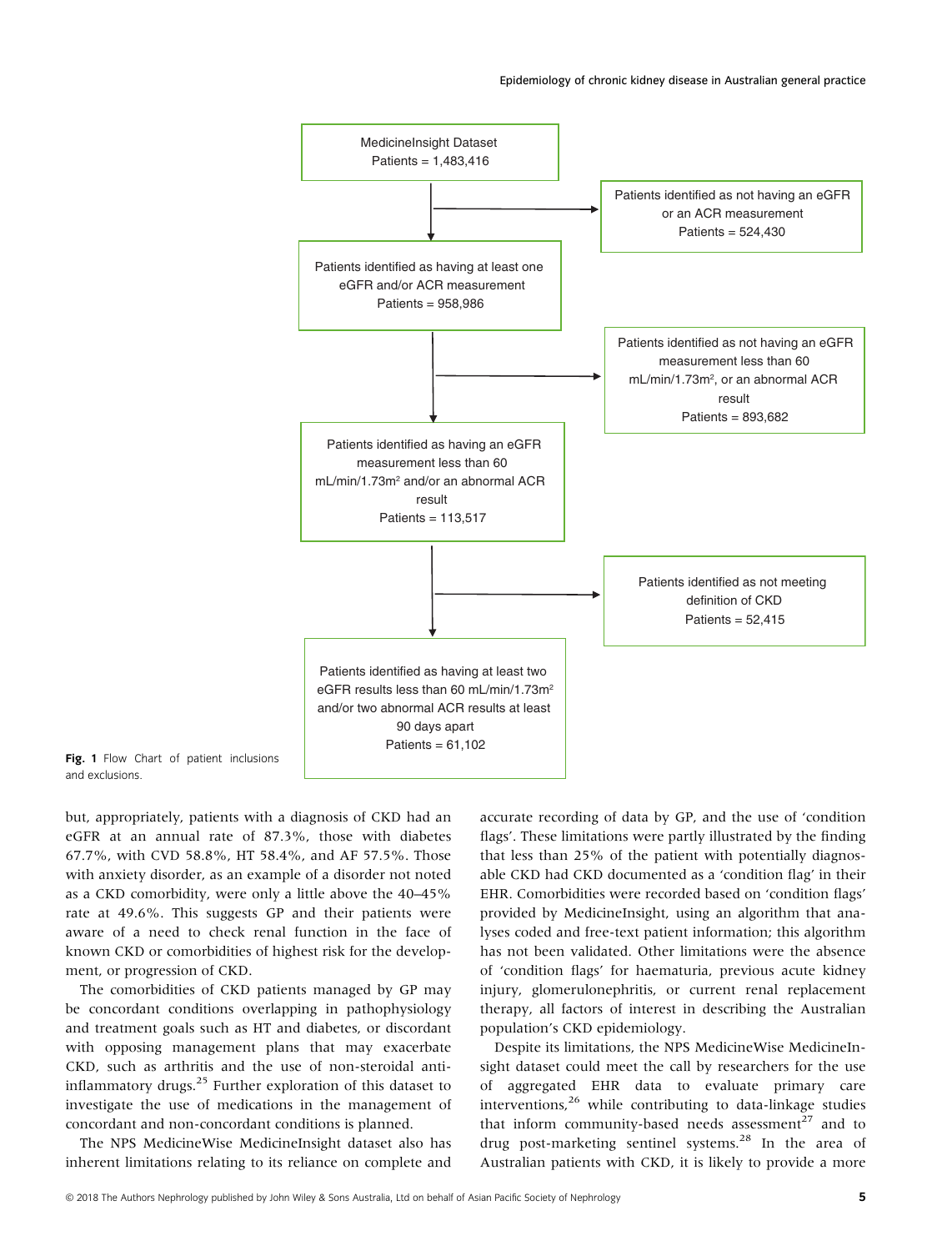MedicineInsight Dataset
Patients = 1,483,416

Patients identified as not having an eGFR or an ACR measurement
Patients = 524,430

Patients identified as having at least one eGFR and/or ACR measurement
Patients = 958,986

Patients identified as not having an eGFR measurement less than 60 mL/min/1.73m$^2$, or an abnormal ACR result
Patients = 893,682

Patients identified as having an eGFR measurement less than 60 mL/min/1.73m$^2$ and/or an abnormal ACR result
Patients = 113,517

Patients identified as not meeting definition of CKD
Patients = 52,415

Patients identified as having at least two eGFR results less than 60 mL/min/1.73m$^2$ and/or two abnormal ACR results at least 90 days apart
Patients = 61,102

**Fig. 1** Flow Chart of patient inclusions and exclusions.

but, appropriately, patients with a diagnosis of CKD had an eGFR at an annual rate of 87.3%, those with diabetes 67.7%, with CVD 58.8%, HT 58.4%, and AF 57.5%. Those with anxiety disorder, as an example of a disorder not noted as a CKD comorbidity, were only a little above the 40–45% rate at 49.6%. This suggests GP and their patients were aware of a need to check renal function in the face of known CKD or comorbidities of highest risk for the development, or progression of CKD.

The comorbidities of CKD patients managed by GP may be concordant conditions overlapping in pathophysiology and treatment goals such as HT and diabetes, or discordant with opposing management plans that may exacerbate CKD, such as arthritis and the use of non-steroidal anti-inflammatory drugs.[25] Further exploration of this dataset to investigate the use of medications in the management of concordant and non-concordant conditions is planned.

The NPS MedicineWise MedicineInsight dataset also has inherent limitations relating to its reliance on complete and accurate recording of data by GP, and the use of 'condition flags'. These limitations were partly illustrated by the finding that less than 25% of the patient with potentially diagnosable CKD had CKD documented as a 'condition flag' in their EHR. Comorbidities were recorded based on 'condition flags' provided by MedicineInsight, using an algorithm that analyses coded and free-text patient information; this algorithm has not been validated. Other limitations were the absence of 'condition flags' for haematuria, previous acute kidney injury, glomerulonephritis, or current renal replacement therapy, all factors of interest in describing the Australian population's CKD epidemiology.

Despite its limitations, the NPS MedicineWise MedicineInsight dataset could meet the call by researchers for the use of aggregated EHR data to evaluate primary care interventions,[26] while contributing to data-linkage studies that inform community-based needs assessment[27] and to drug post-marketing sentinel systems.[28] In the area of Australian patients with CKD, it is likely to provide a more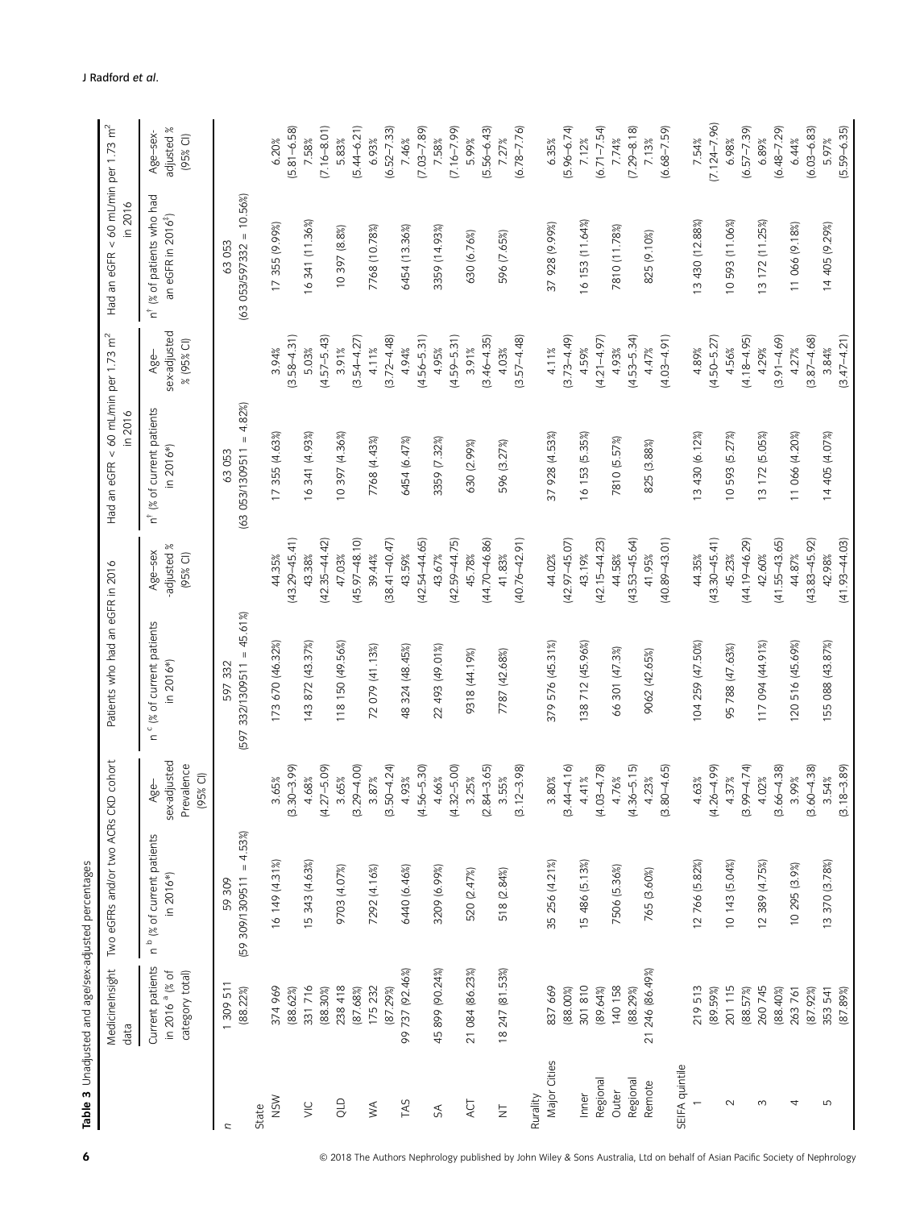**Table 3** Unadjusted and age/sex-adjusted percentages

| | MedicineInsight data | Two eGFRs and/or two ACRs CKD cohort | | Patients who had an eGFR in 2016 | | Had an eGFR < 60 mL/min per 1.73 m$^2$ in 2016 | | Had an eGFR < 60 mL/min per 1.73 m$^2$ in 2016 | |
|---|---|---|---|---|---|---|---|---|---|
| | Current patients in 2016 [a] (% of category total) | n [b] (% of current patients in 2016*) | Age–sex-adjusted Prevalence (95% CI) | n [c] (% of current patients in 2016*) | Age–sex -adjusted % (95% CI) | n [†] (% of current patients in 2016*) | Age–sex-adjusted % (95% CI) | n [†] (% of patients who had an eGFR in 2016 [‡]) | Age–sex-adjusted % (95% CI) |
| *n* | 1 309 511 (88.22%) | 59 309 (59 309/1309511 = 4.53%) | | 597 332 (597 332/1309511 = 45.61%) | | 63 053 (63 053/1309511 = 4.82%) | | 63 053 (63 053/597332 = 10.56%) | |
| State | | | | | | | | | |
| NSW | 374 969 (88.62%) | 16 149 (4.31%) | 3.65% (3.30–3.99) | 173 670 (46.32%) | 44.35% (43.29–45.41) | 17 355 (4.63%) | 3.94% (3.58–4.31) | 17 355 (9.99%) | 6.20% (5.81–6.58) |
| VIC | 331 716 (88.30%) | 15 343 (4.63%) | 4.68% (4.27–5.09) | 143 872 (43.37%) | 43.38% (42.35–44.42) | 16 341 (4.93%) | 5.03% (4.57–5.43) | 16 341 (11.36%) | 7.58% (7.16–8.01) |
| QLD | 238 418 (87.68%) | 9703 (4.07%) | 3.65% (3.29–4.00) | 118 150 (49.56%) | 47.03% (45.97–48.10) | 10 397 (4.36%) | 3.91% (3.54–4.27) | 10 397 (8.8%) | 5.83% (5.44–6.21) |
| WA | 175 232 (87.29%) | 7292 (4.16%) | 3.87% (3.50–4.24) | 72 079 (41.13%) | 39.44% (38.41–40.47) | 7768 (4.43%) | 4.11% (3.72–4.48) | 7768 (10.78%) | 6.93% (6.52–7.33) |
| TAS | 99 737 (92.46%) | 6440 (6.46%) | 4.93% (4.56–5.30) | 48 324 (48.45%) | 43.59% (42.54–44.65) | 6454 (6.47%) | 4.94% (4.56–5.31) | 6454 (13.36%) | 7.46% (7.03–7.89) |
| SA | 45 899 (90.24%) | 3209 (6.99%) | 4.66% (4.32–5.00) | 22 493 (49.01%) | 43.67% (42.59–44.75) | 3359 (7.32%) | 4.95% (4.59–5.31) | 3359 (14.93%) | 7.58% (7.16–7.99) |
| ACT | 21 084 (86.23%) | 520 (2.47%) | 3.25% (2.84–3.65) | 9318 (44.19%) | 45.78% (44.70–46.86) | 630 (2.99%) | 3.91% (3.46–4.35) | 630 (6.76%) | 5.99% (5.56–6.43) |
| NT | 18 247 (81.53%) | 518 (2.84%) | 3.55% (3.12–3.98) | 7787 (42.68%) | 41.83% (40.76–42.91) | 596 (3.27%) | 4.03% (3.57–4.48) | 596 (7.65%) | 7.27% (6.78–7.76) |
| Rurality | | | | | | | | | |
| Major Cities | 837 669 (88.00%) | 35 256 (4.21%) | 3.80% (3.44–4.16) | 379 576 (45.31%) | 44.02% (42.97–45.07) | 37 928 (4.53%) | 4.11% (3.73–4.49) | 37 928 (9.9%) | 6.35% (5.96–6.74) |
| Inner Regional | 301 810 (89.64%) | 15 486 (5.13%) | 4.41% (4.03–4.78) | 138 712 (45.96%) | 43.19% (42.15–44.23) | 16 153 (5.35%) | 4.59% (4.21–4.97) | 16 153 (11.64%) | 7.12% (6.71–7.54) |
| Outer Regional | 140 158 (88.29%) | 7506 (5.36%) | 4.76% (4.36–5.15) | 66 301 (47.3%) | 44.58% (43.53–45.64) | 7810 (5.57%) | 4.93% (4.53–5.34) | 7810 (11.78%) | 7.74% (7.29–8.18) |
| Remote | 21 246 (86.49%) | 765 (3.60%) | 4.23% (3.80–4.65) | 9062 (42.65%) | 41.95% (40.89–43.01) | 825 (3.88%) | 4.47% (4.03–4.91) | 825 (9.10%) | 7.13% (6.68–7.59) |
| SEIFA quintile | | | | | | | | | |
| 1 | 219 513 (89.59%) | 12 766 (5.82%) | 4.63% (4.26–4.99) | 104 259 (47.50%) | 44.35% (43.30–45.41) | 13 430 (6.12%) | 4.89% (4.50–5.27) | 13 430 (12.88%) | 7.54% (7.124–7.96) |
| 2 | 201 115 (88.57%) | 10 143 (5.04%) | 4.37% (3.99–4.74) | 95 788 (47.63%) | 45.23% (44.19–46.29) | 10 593 (5.27%) | 4.56% (4.18–4.95) | 10 593 (11.06%) | 6.98% (6.57–7.39) |
| 3 | 260 745 (88.40%) | 12 389 (4.75%) | 4.02% (3.66–4.38) | 117 094 (44.91%) | 42.60% (41.55–43.65) | 13 172 (5.05%) | 4.29% (3.91–4.69) | 13 172 (11.25%) | 6.89% (6.48–7.29) |
| 4 | 263 761 (87.92%) | 10 295 (3.9%) | 3.99% (3.60–4.38) | 120 516 (45.69%) | 44.87% (43.83–45.92) | 11 066 (4.20%) | 4.27% (3.87–4.68) | 11 066 (9.18%) | 6.44% (6.03–6.83) |
| 5 | 353 541 (87.89%) | 13 370 (3.78%) | 3.54% (3.18–3.89) | 155 088 (43.87%) | 42.98% (41.93–44.03) | 14 405 (4.07%) | 3.84% (3.47–4.21) | 14 405 (9.29%) | 5.97% (5.59–6.35) |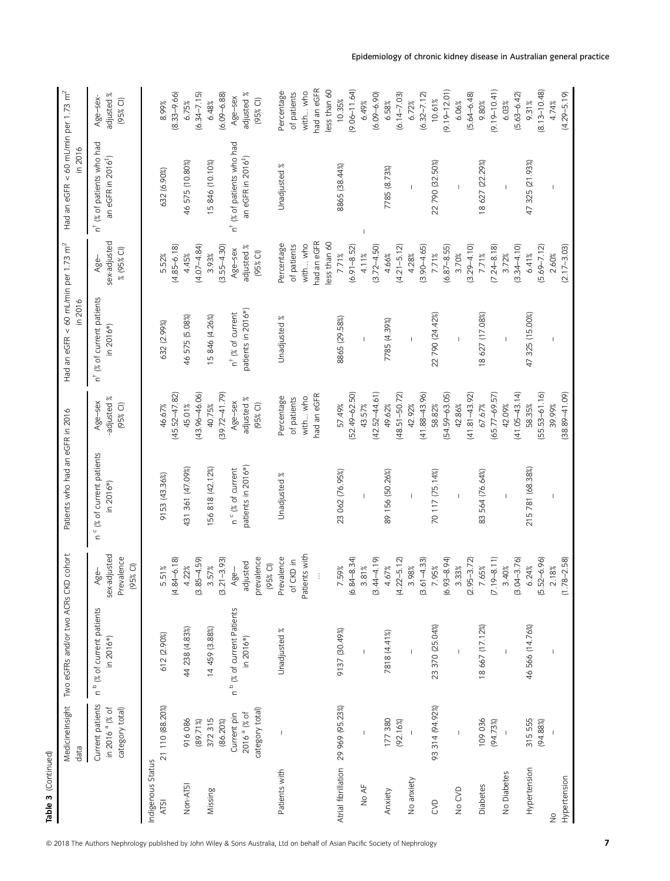**Table 3** (Continued)

| | MedicineInsight data | Two eGFRs and/or two ACRs CKD cohort | | Patients who had an eGFR in 2016 | | Had an eGFR < 60 mL/min per 1.73 m[2] in 2016 | | Had an eGFR < 60 mL/min per 1.73 m[2] in 2016 | |
|---|---|---|---|---|---|---|---|---|---|
| | Current patients in 2016 [a] (% of category total) | n [b] (% of current patients in 2016*) | Age–sex-adjusted Prevalence (95% CI) | n [c] (% of current patients in 2016*) | Age–sex -adjusted % (95% CI) | n[†] (% of current patients in 2016*) | Age–sex-adjusted % (95% CI) | n[†] (% of patients who had an eGFR in 2016[‡]) | Age–sex-adjusted % (95% CI) |
| Indigenous Status | | | | | | | | | |
| ATSI | 21 110 (88.20%) | 612 (2.90%) | 5.51% (4.84–6.18) | 9153 (43.36%) | 46.67% (45.52–47.82) | 632 (2.99%) | 5.52% (4.85–6.18) | 632 (6.90%) | 8.99% (8.33–9.66) |
| Non-ATSI | 916 086 (89.71%) | 44 238 (4.83%) | 4.22% (3.85–4.59) | 431 361 (47.09%) | 45.01% (43.96–46.06) | 46 575 (5.08%) | 4.45% (4.07–4.84) | 46 575 (10.80%) | 6.75% (6.34–7.15) |
| Missing | 372 315 (86.20%) | 14 459 (3.88%) | 3.57% (3.21–3.93) | 156 818 (42.12%) | 40.75% (39.72–41.79) | 15 846 (4.26%) | 3.93% (3.55–4.30) | 15 846 (10.10%) | 6.48% (6.09–6.88) |
| | Current pin 2016 [a] (% of category total) | n [b] (% of current Patients in 2016*) | Age–sex-adjusted prevalence (95% CI) | n [c] (% of current patients in 2016*) | Age–sex adjusted % (95% CI) | n[†] (% of current patients in 2016*) | Age–sex adjusted % (95% CI) | n[†] (% of patients who had an eGFR in 2016[‡]) | Age–sex adjusted % (95% CI) |
| Patients with | – | Unadjusted % | Prevalence of CKD in Patients with … | Unadjusted % | Percentage of patients with… who had an eGFR | Unadjusted % | Percentage of patients with… who had an eGFR less than 60 | Unadjusted % | Percentage of patients with… who had an eGFR less than 60 |
| Atrial fibrillation | 29 969 (95.23%) | 9137 (30.49%) | 7.59% (6.84–8.34) | 23 062 (76.95%) | 57.49% (52.49–62.50) | 8865 (29.58%) | 7.71% (6.91–8.52) | 8865 (38.44%) | 10.35% (9.06–11.64) |
| No AF | – | – | 3.81% (3.44–4.19) | – | 43.57% (42.52–44.61) | – | 4.11% (3.72–4.50) | – | 6.49% (6.09–6.90) |
| Anxiety | 177 380 (92.16%) | 7818 (4.41%) | 4.67% (4.22–5.12) | 89 156 (50.26%) | 49.62% (48.51–50.72) | 7785 (4.39%) | 4.66% (4.21–5.12) | 7785 (8.73%) | 6.58% (6.14–7.03) |
| No anxiety | – | – | 3.98% (3.61–4.33) | – | 42.92% (41.88–43.96) | – | 4.28% (3.90–4.65) | – | 6.72% (6.32–7.12) |
| CVD | 93 314 (94.92%) | 23 370 (25.04%) | 7.95% (6.93–8.94) | 70 117 (75.14%) | 58.82% (54.59–63.05) | 22 790 (24.42%) | 7.71% (6.87–8.55) | 22 790 (32.50%) | 10.61% (9.19–12.01) |
| No CVD | – | – | 3.33% (2.95–3.72) | – | 42.86% (41.81–43.92) | – | 3.70% (3.29–4.10) | – | 6.06% (5.64–6.48) |
| Diabetes | 109 036 (94.73%) | 18 667 (17.12%) | 7.65% (7.19–8.11) | 83 564 (76.64%) | 67.67% (65.77–69.57) | 18 627 (17.08%) | 7.71% (7.24–8.18) | 18 627 (22.29%) | 9.80% (9.19–10.41) |
| No Diabetes | – | – | 3.40% (3.04–3.76) | – | 42.09% (41.05–43.14) | – | 3.72% (3.34–4.10) | – | 6.03% (5.63–6.42) |
| Hypertension | 315 555 (94.88%) | 46 566 (14.76%) | 6.24% (5.52–6.96) | 215 781 (68.38%) | 58.35% (55.53–61.16) | 47 325 (15.00%) | 6.41% (5.69–7.12) | 47 325 (21.93%) | 9.31% (8.13–10.48) |
| No Hypertension | – | – | 2.18% (1.78–2.58) | – | 39.99% (38.89–41.09) | – | 2.60% (2.17–3.03) | – | 4.74% (4.29–5.19) |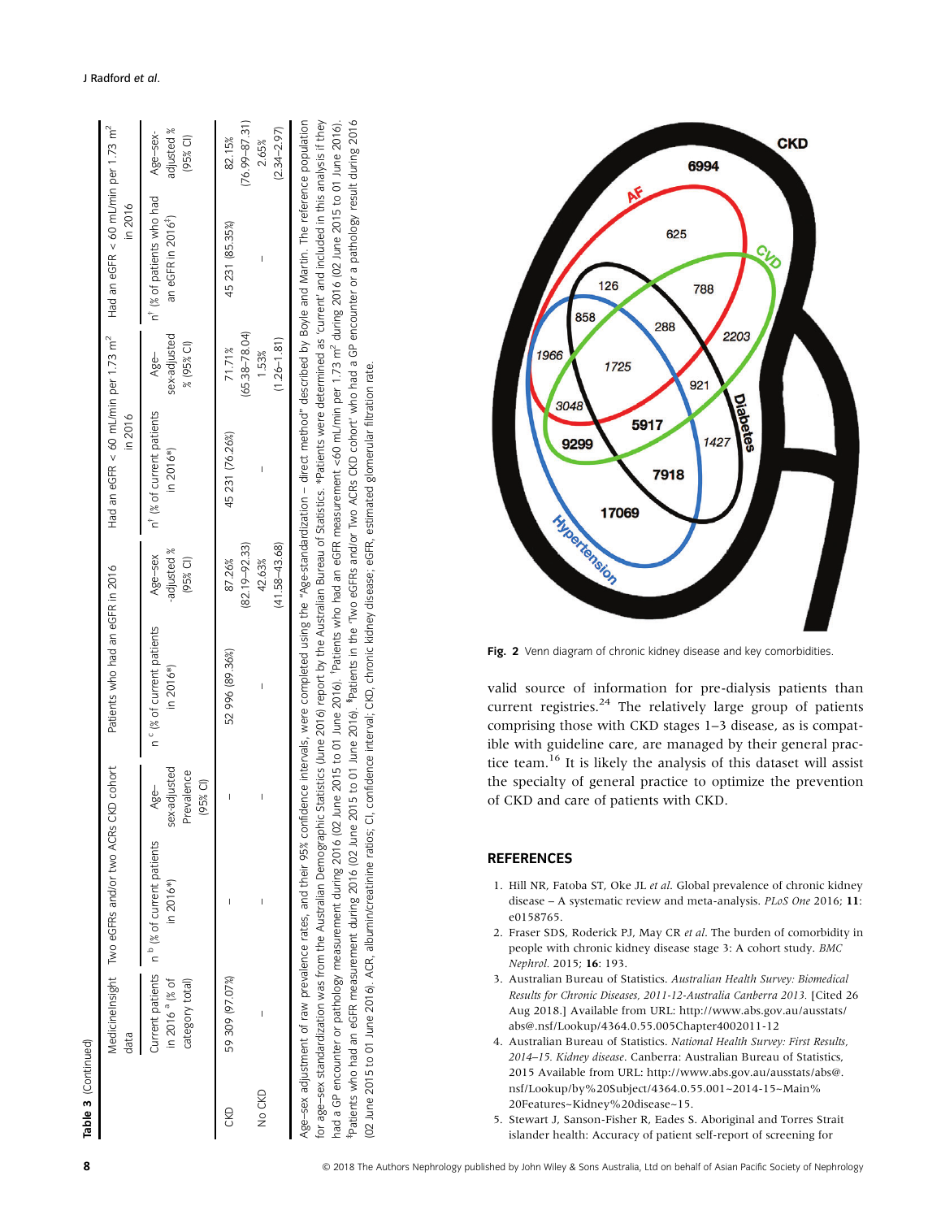**Table 3** (Continued)

| | MedicineInsight data | Two eGFRs and/or two ACRs CKD cohort | | Patients who had an eGFR in 2016 | | Had an eGFR < 60 mL/min per 1.73 m² in 2016 | | Had an eGFR < 60 mL/min per 1.73 m² in 2016 | |
|---|---|---|---|---|---|---|---|---|---|
| | Current patients in 2016 [a] (% of category total) | n [b] (% of current patients in 2016*) | Age–sex-adjusted Prevalence (95% CI) | n [c] (% of current patients in 2016*) | Age–sex -adjusted % (95% CI) | n [†] (% of current patients in 2016*) | Age–sex-adjusted % (95% CI) | n [†] (% of patients who had an eGFR in 2016[‡]) | Age–sex-adjusted % (95% CI) |
| CKD | 59 309 (97.07%) | – | – | 52 996 (89.36%) | 87.26% (82.19–92.33) | 45 231 (76.26%) | 71.71% (65.38–78.04) | 45 231 (85.35%) | 82.15% (76.99–87.31) |
| No CKD | – | – | – | – | 42.63% (41.58–43.68) | – | 1.53% (1.26–1.81) | – | 2.65% (2.34–2.97) |

Age–sex adjustment of raw prevalence rates, and their 95% confidence intervals, were completed using the "Age-standardization – direct method" described by Boyle and Martin. The reference population for age–sex standardization was from the Australian Demographic Statistics (June 2016) report by the Australian Bureau of Statistics. *Patients were determined as 'current' and included in this analysis if they had a GP encounter or pathology measurement during 2016 (02 June 2015 to 01 June 2016). †Patients who had an eGFR measurement <60 mL/min per 1.73 m² during 2016 (02 June 2015 to 01 June 2016). ‡Patients who had an eGFR measurement during 2016 (02 June 2015 to 01 June 2016). §Patients in the 'Two eGFRs and/or Two ACRs CKD cohort' who had a GP encounter or a pathology result during 2016 (02 June 2015 to 01 June 2016). ACR, albumin/creatinine ratios; CI, confidence interval; CKD, chronic kidney disease; eGFR, estimated glomerular filtration rate.

**Fig. 2** Venn diagram of chronic kidney disease and key comorbidities.

valid source of information for pre-dialysis patients than current registries.[24] The relatively large group of patients comprising those with CKD stages 1–3 disease, as is compatible with guideline care, are managed by their general practice team.[16] It is likely the analysis of this dataset will assist the specialty of general practice to optimize the prevention of CKD and care of patients with CKD.

## REFERENCES

1. Hill NR, Fatoba ST, Oke JL *et al*. Global prevalence of chronic kidney disease – A systematic review and meta-analysis. *PLoS One* 2016; **11**: e0158765.
2. Fraser SDS, Roderick PJ, May CR *et al*. The burden of comorbidity in people with chronic kidney disease stage 3: A cohort study. *BMC Nephrol.* 2015; **16**: 193.
3. Australian Bureau of Statistics. *Australian Health Survey: Biomedical Results for Chronic Diseases, 2011-12-Australia Canberra 2013.* [Cited 26 Aug 2018.] Available from URL: http://www.abs.gov.au/ausstats/abs@.nsf/Lookup/4364.0.55.005Chapter4002011-12
4. Australian Bureau of Statistics. *National Health Survey: First Results, 2014–15. Kidney disease*. Canberra: Australian Bureau of Statistics, 2015 Available from URL: http://www.abs.gov.au/ausstats/abs@.nsf/Lookup/by%20Subject/4364.0.55.001~2014-15~Main%20Features~Kidney%20disease~15.
5. Stewart J, Sanson-Fisher R, Eades S. Aboriginal and Torres Strait islander health: Accuracy of patient self-report of screening for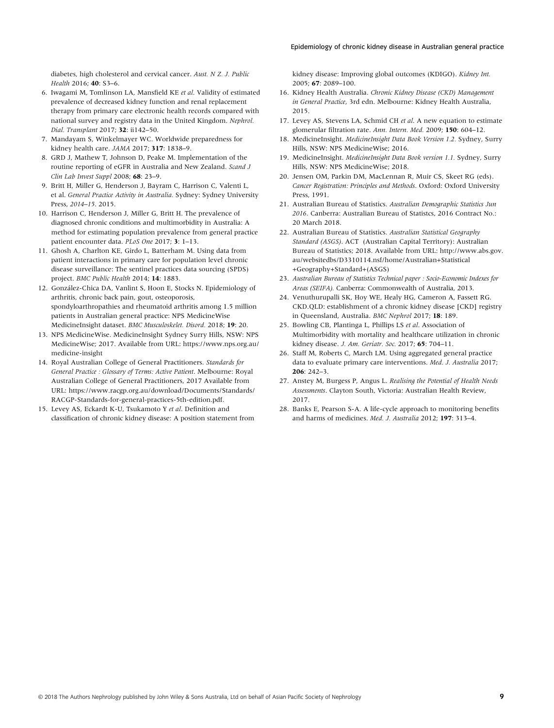diabetes, high cholesterol and cervical cancer. *Aust. N Z. J. Public Health* 2016; **40**: S3–6.

6. Iwagami M, Tomlinson LA, Mansfield KE *et al*. Validity of estimated prevalence of decreased kidney function and renal replacement therapy from primary care electronic health records compared with national survey and registry data in the United Kingdom. *Nephrol. Dial. Transplant* 2017; **32**: ii142–50.
7. Mandayam S, Winkelmayer WC. Worldwide preparedness for kidney health care. *JAMA* 2017; **317**: 1838–9.
8. GRD J, Mathew T, Johnson D, Peake M. Implementation of the routine reporting of eGFR in Australia and New Zealand. *Scand J Clin Lab Invest Suppl* 2008; **68**: 23–9.
9. Britt H, Miller G, Henderson J, Bayram C, Harrison C, Valenti L, et al. *General Practice Activity in Australia.* Sydney: Sydney University Press, *2014–15*. 2015.
10. Harrison C, Henderson J, Miller G, Britt H. The prevalence of diagnosed chronic conditions and multimorbidity in Australia: A method for estimating population prevalence from general practice patient encounter data. *PLoS One* 2017; **3**: 1–13.
11. Ghosh A, Charlton KE, Girdo L, Batterham M. Using data from patient interactions in primary care for population level chronic disease surveillance: The sentinel practices data sourcing (SPDS) project. *BMC Public Health* 2014; **14**: 1883.
12. González-Chica DA, Vanlint S, Hoon E, Stocks N. Epidemiology of arthritis, chronic back pain, gout, osteoporosis, spondyloarthropathies and rheumatoid arthritis among 1.5 million patients in Australian general practice: NPS MedicineWise MedicineInsight dataset. *BMC Musculoskelet. Disord.* 2018; **19**: 20.
13. NPS MedicineWise. MedicineInsight Sydney Surry Hills, NSW: NPS MedicineWise; 2017. Available from URL: https://www.nps.org.au/medicine-insight
14. Royal Australian College of General Practitioners. *Standards for General Practice : Glossary of Terms: Active Patient*. Melbourne: Royal Australian College of General Practitioners, 2017 Available from URL: https://www.racgp.org.au/download/Documents/Standards/RACGP-Standards-for-general-practices-5th-edition.pdf.
15. Levey AS, Eckardt K-U, Tsukamoto Y *et al*. Definition and classification of chronic kidney disease: A position statement from kidney disease: Improving global outcomes (KDIGO). *Kidney Int.* 2005; **67**: 2089–100.
16. Kidney Health Australia. *Chronic Kidney Disease (CKD) Management in General Practice*, 3rd edn. Melbourne: Kidney Health Australia, 2015.
17. Levey AS, Stevens LA, Schmid CH *et al*. A new equation to estimate glomerular filtration rate. *Ann. Intern. Med.* 2009; **150**: 604–12.
18. MedicineInsight. *MedicineInsight Data Book Version 1.2.* Sydney, Surry Hills, NSW: NPS MedicineWise; 2016.
19. MedicineInsight. *MedicineInsight Data Book version 1.1.* Sydney, Surry Hills, NSW: NPS MedicineWise; 2018.
20. Jensen OM, Parkin DM, MacLennan R, Muir CS, Skeet RG (eds). *Cancer Registration: Principles and Methods*. Oxford: Oxford University Press, 1991.
21. Australian Bureau of Statistics. *Australian Demographic Statistics Jun 2016*. Canberra: Australian Bureau of Statistcs, 2016 Contract No.: 20 March 2018.
22. Australian Bureau of Statistics. *Australian Statistical Geography Standard (ASGS)*. ACT (Australian Capital Territory): Australian Bureau of Statistics; 2018. Available from URL: http://www.abs.gov.au/websitedbs/D3310114.nsf/home/Australian+Statistical+Geography+Standard+(ASGS)
23. *Australian Bureau of Statistics Technical paper : Socio-Economic Indexes for Areas (SEIFA).* Canberra: Commonwealth of Australia, 2013.
24. Venuthurupalli SK, Hoy WE, Healy HG, Cameron A, Fassett RG. CKD.QLD: establishment of a chronic kidney disease [CKD] registry in Queensland, Australia. *BMC Nephrol* 2017; **18**: 189.
25. Bowling CB, Plantinga L, Phillips LS *et al*. Association of Multimorbidity with mortality and healthcare utilization in chronic kidney disease. *J. Am. Geriatr. Soc.* 2017; **65**: 704–11.
26. Staff M, Roberts C, March LM. Using aggregated general practice data to evaluate primary care interventions. *Med. J. Australia* 2017; **206**: 242–3.
27. Anstey M, Burgess P, Angus L. *Realising the Potential of Health Needs Assessments*. Clayton South, Victoria: Australian Health Review, 2017.
28. Banks E, Pearson S-A. A life-cycle approach to monitoring benefits and harms of medicines. *Med. J. Australia* 2012; **197**: 313–4.